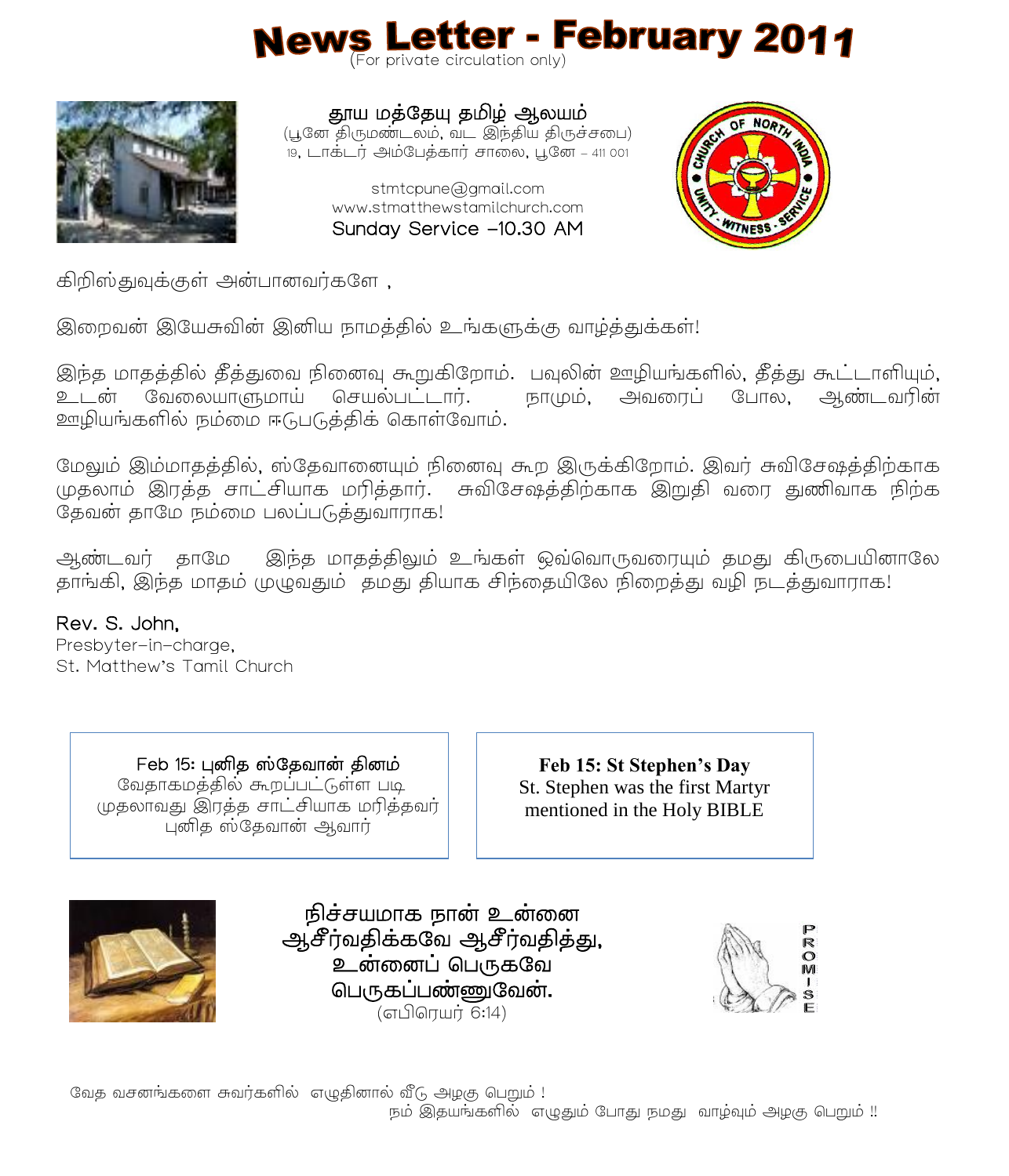# News Letter - February 2011

(For private circulation only)

**தூய மத்தேயு தமிழ் ஆலயம்**
(பூனே திருமண்டலம், வட இந்திய திருச்சபை)
19, டாக்டர் அம்பேத்கார் சாலை, பூனே – 411 001

stmtcpune@gmail.com
www.stmatthewstamilchurch.com
Sunday Service –10.30 AM

கிறிஸ்துவுக்குள் அன்பானவர்களே ,

இறைவன் இயேசுவின் இனிய நாமத்தில் உங்களுக்கு வாழ்த்துக்கள்!

இந்த மாதத்தில் தீத்துவை நினைவு கூறுகிறோம். பவுலின் ஊழியங்களில், தீத்து கூட்டாளியும், உடன் வேலையாளுமாய் செயல்பட்டார். நாமும், அவரைப் போல, ஆண்டவரின் ஊழியங்களில் நம்மை ஈடுபடுத்திக் கொள்வோம்.

மேலும் இம்மாதத்தில், ஸ்தேவானையும் நினைவு கூற இருக்கிறோம். இவர் சுவிசேஷத்திற்காக முதலாம் இரத்த சாட்சியாக மரித்தார். சுவிசேஷத்திற்காக இறுதி வரை துணிவாக நிற்க தேவன் தாமே நம்மை பலப்படுத்துவாராக!

ஆண்டவர் தாமே இந்த மாதத்திலும் உங்கள் ஒவ்வொருவரையும் தமது கிருபையினாலே தாங்கி, இந்த மாதம் முழுவதும் தமது தியாக சிந்தையிலே நிறைத்து வழி நடத்துவாராக!

**Rev. S. John,**
Presbyter-in-charge,
St. Matthew's Tamil Church

**Feb 15: புனித ஸ்தேவான் தினம்**
வேதாகமத்தில் கூறப்பட்டுள்ள படி முதலாவது இரத்த சாட்சியாக மரித்தவர் புனித ஸ்தேவான் ஆவார்

**Feb 15: St Stephen's Day**
St. Stephen was the first Martyr mentioned in the Holy BIBLE

**நிச்சயமாக நான் உன்னை ஆசீர்வதிக்கவே ஆசீர்வதித்து, உன்னைப் பெருகவே பெருகப்பண்ணுவேன்.**
(எபிரெயர் 6:14)

PROMISE

வேத வசனங்களை சுவர்களில் எழுதினால் வீடு அழகு பெறும் !
நம் இதயங்களில் எழுதும் போது நமது வாழ்வும் அழகு பெறும் !!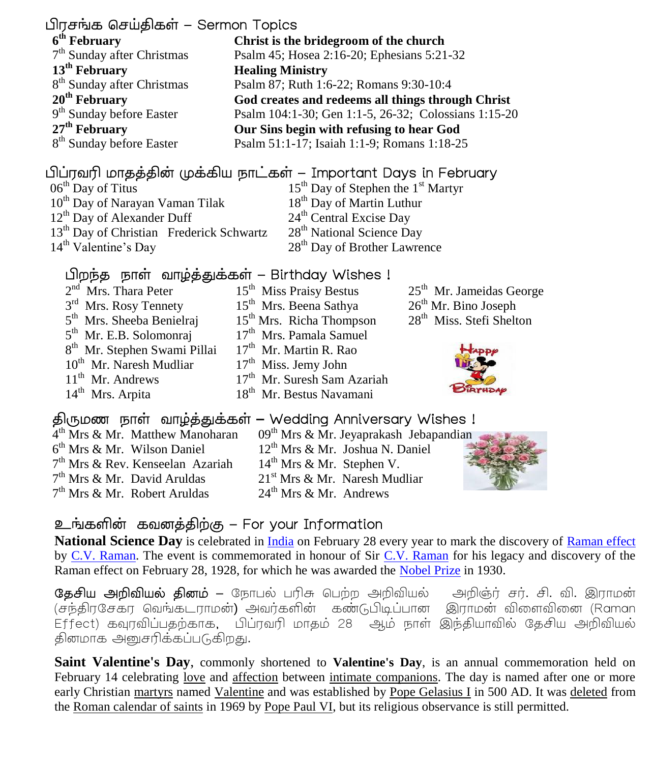## பிரசங்க செய்திகள் – Sermon Topics

| | |
|---|---|
| **6th February** | **Christ is the bridegroom of the church** |
| 7th Sunday after Christmas | Psalm 45; Hosea 2:16-20; Ephesians 5:21-32 |
| **13th February** | **Healing Ministry** |
| 8th Sunday after Christmas | Psalm 87; Ruth 1:6-22; Romans 9:30-10:4 |
| **20th February** | **God creates and redeems all things through Christ** |
| 9th Sunday before Easter | Psalm 104:1-30; Gen 1:1-5, 26-32; Colossians 1:15-20 |
| **27th February** | **Our Sins begin with refusing to hear God** |
| 8th Sunday before Easter | Psalm 51:1-17; Isaiah 1:1-9; Romans 1:18-25 |

## பிப்ரவரி மாதத்தின் முக்கிய நாட்கள் – Important Days in February

- 06th Day of Titus
- 10th Day of Narayan Vaman Tilak
- 12th Day of Alexander Duff
- 13th Day of Christian Frederick Schwartz
- 14th Valentine's Day
- 15th Day of Stephen the 1st Martyr
- 18th Day of Martin Luthur
- 24th Central Excise Day
- 28th National Science Day
- 28th Day of Brother Lawrence

## பிறந்த நாள் வாழ்த்துக்கள் – Birthday Wishes !

- 2nd Mrs. Thara Peter
- 3rd Mrs. Rosy Tennety
- 5th Mrs. Sheeba Benielraj
- 5th Mr. E.B. Solomonraj
- 8th Mr. Stephen Swami Pillai
- 10th Mr. Naresh Mudliar
- 11th Mr. Andrews
- 14th Mrs. Arpita
- 15th Miss Praisy Bestus
- 15th Mrs. Beena Sathya
- 15th Mrs. Richa Thompson
- 17th Mrs. Pamala Samuel
- 17th Mr. Martin R. Rao
- 17th Miss. Jemy John
- 17th Mr. Suresh Sam Azariah
- 18th Mr. Bestus Navamani
- 25th Mr. Jameidas George
- 26th Mr. Bino Joseph
- 28th Miss. Stefi Shelton

## திருமண நாள் வாழ்த்துக்கள் – Wedding Anniversary Wishes !

- 4th Mrs & Mr. Matthew Manoharan
- 6th Mrs & Mr. Wilson Daniel
- 7th Mrs & Rev. Kenseelan Azariah
- 7th Mrs & Mr. David Aruldas
- 7th Mrs & Mr. Robert Aruldas
- 09th Mrs & Mr. Jeyaprakash Jebapandian
- 12th Mrs & Mr. Joshua N. Daniel
- 14th Mrs & Mr. Stephen V.
- 21st Mrs & Mr. Naresh Mudliar
- 24th Mrs & Mr. Andrews

## உங்களின் கவனத்திற்கு – For your Information

**National Science Day** is celebrated in India on February 28 every year to mark the discovery of Raman effect by C.V. Raman. The event is commemorated in honour of Sir C.V. Raman for his legacy and discovery of the Raman effect on February 28, 1928, for which he was awarded the Nobel Prize in 1930.

**தேசிய அறிவியல் தினம்** – நோபல் பரிசு பெற்ற அறிவியல் அறிஞர் சர். சி. வி. இராமன் (சந்திரசேகர வெங்கடராமன்) அவர்களின் கண்டுபிடிப்பான இராமன் விளைவினை (Raman Effect) கவுரவிப்பதற்காக, பிப்ரவரி மாதம் 28 ஆம் நாள் இந்தியாவில் தேசிய அறிவியல் தினமாக அனுசரிக்கப்படுகிறது.

**Saint Valentine's Day**, commonly shortened to **Valentine's Day**, is an annual commemoration held on February 14 celebrating love and affection between intimate companions. The day is named after one or more early Christian martyrs named Valentine and was established by Pope Gelasius I in 500 AD. It was deleted from the Roman calendar of saints in 1969 by Pope Paul VI, but its religious observance is still permitted.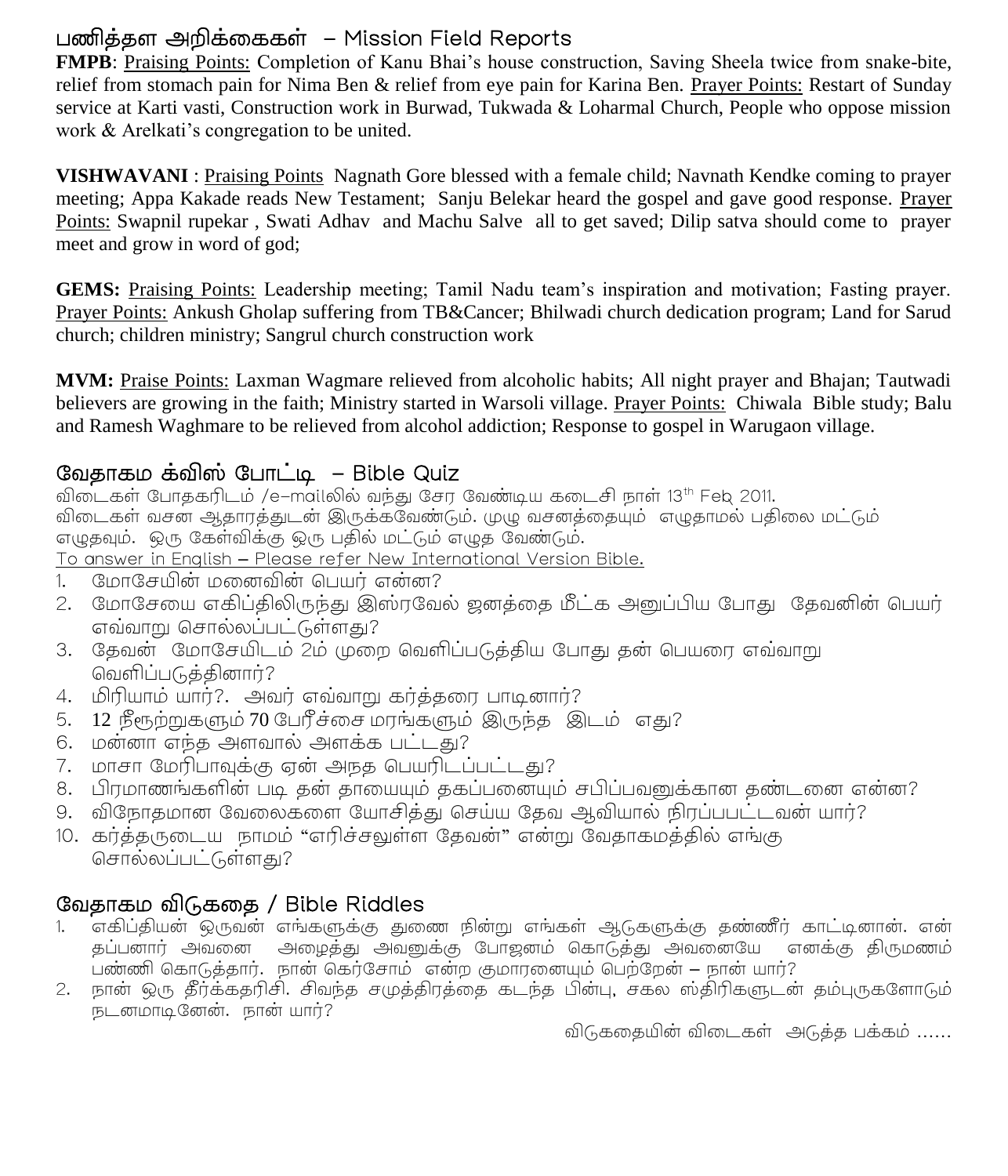## பணித்தள அறிக்கைகள் – Mission Field Reports

**FMPB**: Praising Points: Completion of Kanu Bhai's house construction, Saving Sheela twice from snake-bite, relief from stomach pain for Nima Ben & relief from eye pain for Karina Ben. Prayer Points: Restart of Sunday service at Karti vasti, Construction work in Burwad, Tukwada & Loharmal Church, People who oppose mission work & Arelkati's congregation to be united.

**VISHWAVANI** : Praising Points Nagnath Gore blessed with a female child; Navnath Kendke coming to prayer meeting; Appa Kakade reads New Testament; Sanju Belekar heard the gospel and gave good response. Prayer Points: Swapnil rupekar , Swati Adhav and Machu Salve all to get saved; Dilip satva should come to prayer meet and grow in word of god;

**GEMS:** Praising Points: Leadership meeting; Tamil Nadu team's inspiration and motivation; Fasting prayer. Prayer Points: Ankush Gholap suffering from TB&Cancer; Bhilwadi church dedication program; Land for Sarud church; children ministry; Sangrul church construction work

**MVM:** Praise Points: Laxman Wagmare relieved from alcoholic habits; All night prayer and Bhajan; Tautwadi believers are growing in the faith; Ministry started in Warsoli village. Prayer Points: Chiwala Bible study; Balu and Ramesh Waghmare to be relieved from alcohol addiction; Response to gospel in Warugaon village.

## வேதாகம க்விஸ் போட்டி – Bible Quiz

விடைகள் போதகரிடம் /e-mailலில் வந்து சேர வேண்டிய கடைசி நாள் 13th Feb 2011.
விடைகள் வசன ஆதாரத்துடன் இருக்கவேண்டும். முழு வசனத்தையும் எழுதாமல் பதிலை மட்டும் எழுதவும். ஒரு கேள்விக்கு ஒரு பதில் மட்டும் எழுத வேண்டும்.
To answer in English – Please refer New International Version Bible.

1. மோசேயின் மனைவின் பெயர் என்ன?
2. மோசேயை எகிப்திலிருந்து இஸ்ரவேல் ஜனத்தை மீட்க அனுப்பிய போது தேவனின் பெயர் எவ்வாறு சொல்லப்பட்டுள்ளது?
3. தேவன் மோசேயிடம் 2ம் முறை வெளிப்படுத்திய போது தன் பெயரை எவ்வாறு வெளிப்படுத்தினார்?
4. மிரியாம் யார்?. அவர் எவ்வாறு கர்த்தரை பாடினார்?
5. 12 நீரூற்றுகளும் 70 பேரீச்சை மரங்களும் இருந்த இடம் எது?
6. மன்னா எந்த அளவால் அளக்க பட்டது?
7. மாசா மேரிபாவுக்கு ஏன் அநத பெயரிடப்பட்டது?
8. பிரமாணங்களின் படி தன் தாயையும் தகப்பனையும் சபிப்பவனுக்கான தண்டனை என்ன?
9. விநோதமான வேலைகளை யோசித்து செய்ய தேவ ஆவியால் நிரப்பபட்டவன் யார்?
10. கர்த்தருடைய நாமம் "எரிச்சலுள்ள தேவன்" என்று வேதாகமத்தில் எங்கு சொல்லப்பட்டுள்ளது?

## வேதாகம விடுகதை / Bible Riddles

1. எகிப்தியன் ஒருவன் எங்களுக்கு துணை நின்று எங்கள் ஆடுகளுக்கு தண்ணீர் காட்டினான். என் தப்பனார் அவனை அழைத்து அவனுக்கு போஜனம் கொடுத்து அவனையே எனக்கு திருமணம் பண்ணி கொடுத்தார். நான் கெர்சோம் என்ற குமாரனையும் பெற்றேன் – நான் யார்?
2. நான் ஒரு தீர்க்கதரிசி. சிவந்த சமுத்திரத்தை கடந்த பின்பு, சகல ஸ்திரிகளுடன் தம்புருகளோடும் நடனமாடினேன். நான் யார்?

விடுகதையின் விடைகள் அடுத்த பக்கம் ……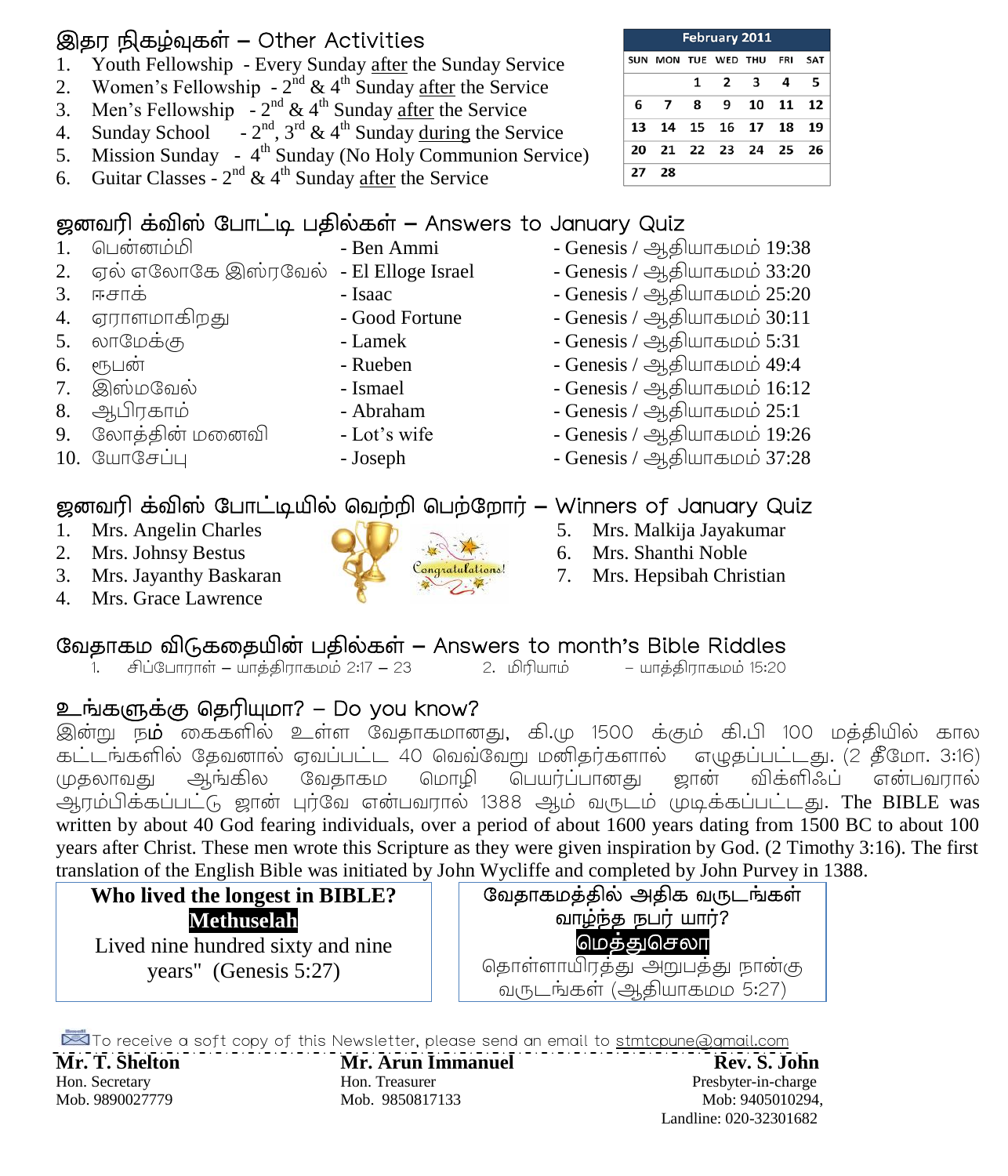## இதர நிகழ்வுகள் – Other Activities

1. Youth Fellowship - Every Sunday after the Sunday Service
2. Women's Fellowship - 2nd & 4th Sunday after the Service
3. Men's Fellowship - 2nd & 4th Sunday after the Service
4. Sunday School - 2nd, 3rd & 4th Sunday during the Service
5. Mission Sunday - 4th Sunday (No Holy Communion Service)
6. Guitar Classes - 2nd & 4th Sunday after the Service

| February 2011 | | | | | | |
|---|---|---|---|---|---|---|
| SUN | MON | TUE | WED | THU | FRI | SAT |
| | | 1 | 2 | 3 | 4 | 5 |
| 6 | 7 | 8 | 9 | 10 | 11 | 12 |
| 13 | 14 | 15 | 16 | 17 | 18 | 19 |
| 20 | 21 | 22 | 23 | 24 | 25 | 26 |
| 27 | 28 | | | | | |

## ஜனவரி க்விஸ் போட்டி பதில்கள் – Answers to January Quiz

| | | | |
|---|---|---|---|
| 1. | பென்னம்மி | - Ben Ammi | - Genesis / ஆதியாகமம் 19:38 |
| 2. | ஏல் எலோகே இஸ்ரவேல் | - El Elloge Israel | - Genesis / ஆதியாகமம் 33:20 |
| 3. | ஈசாக் | - Isaac | - Genesis / ஆதியாகமம் 25:20 |
| 4. | ஏராளமாகிறது | - Good Fortune | - Genesis / ஆதியாகமம் 30:11 |
| 5. | லாமேக்கு | - Lamek | - Genesis / ஆதியாகமம் 5:31 |
| 6. | ரூபன் | - Rueben | - Genesis / ஆதியாகமம் 49:4 |
| 7. | இஸ்மவேல் | - Ismael | - Genesis / ஆதியாகமம் 16:12 |
| 8. | ஆபிரகாம் | - Abraham | - Genesis / ஆதியாகமம் 25:1 |
| 9. | லோத்தின் மனைவி | - Lot's wife | - Genesis / ஆதியாகமம் 19:26 |
| 10. | யோசேப்பு | - Joseph | - Genesis / ஆதியாகமம் 37:28 |

## ஜனவரி க்விஸ் போட்டியில் வெற்றி பெற்றோர் – Winners of January Quiz

1. Mrs. Angelin Charles
2. Mrs. Johnsy Bestus
3. Mrs. Jayanthy Baskaran
4. Mrs. Grace Lawrence
5. Mrs. Malkija Jayakumar
6. Mrs. Shanthi Noble
7. Mrs. Hepsibah Christian

Congratulations!

## வேதாகம விடுகதையின் பதில்கள் – Answers to month's Bible Riddles

1. சிப்போராள் – யாத்திராகமம் 2:17 – 23
2. மிரியாம் – யாத்திராகமம் 15:20

## உங்களுக்கு தெரியுமா? – Do you know?

இன்று நம் கைகளில் உள்ள வேதாகமானது, கி.மு 1500 க்கும் கி.பி 100 மத்தியில் கால கட்டங்களில் தேவனால் ஏவப்பட்ட 40 வெவ்வேறு மனிதர்களால் எழுதப்பட்டது. (2 தீமோ. 3:16) முதலாவது ஆங்கில வேதாகம மொழி பெயர்ப்பானது ஜான் விக்ளிஃப் என்பவரால் ஆரம்பிக்கப்பட்டு ஜான் புர்வே என்பவரால் 1388 ஆம் வருடம் முடிக்கப்பட்டது. The BIBLE was written by about 40 God fearing individuals, over a period of about 1600 years dating from 1500 BC to about 100 years after Christ. These men wrote this Scripture as they were given inspiration by God. (2 Timothy 3:16). The first translation of the English Bible was initiated by John Wycliffe and completed by John Purvey in 1388.

**Who lived the longest in BIBLE?**
**Methuselah**
Lived nine hundred sixty and nine years" (Genesis 5:27)

**வேதாகமத்தில் அதிக வருடங்கள் வாழ்ந்த நபர் யார்?**
**மெத்துசெலா**
தொள்ளாயிரத்து அறுபத்து நான்கு வருடங்கள் (ஆதியாகமம 5:27)

To receive a soft copy of this Newsletter, please send an email to stmtcpune@gmail.com

**Mr. T. Shelton**
Hon. Secretary
Mob. 9890027779

**Mr. Arun Immanuel**
Hon. Treasurer
Mob. 9850817133

**Rev. S. John**
Presbyter-in-charge
Mob: 9405010294,
Landline: 020-32301682